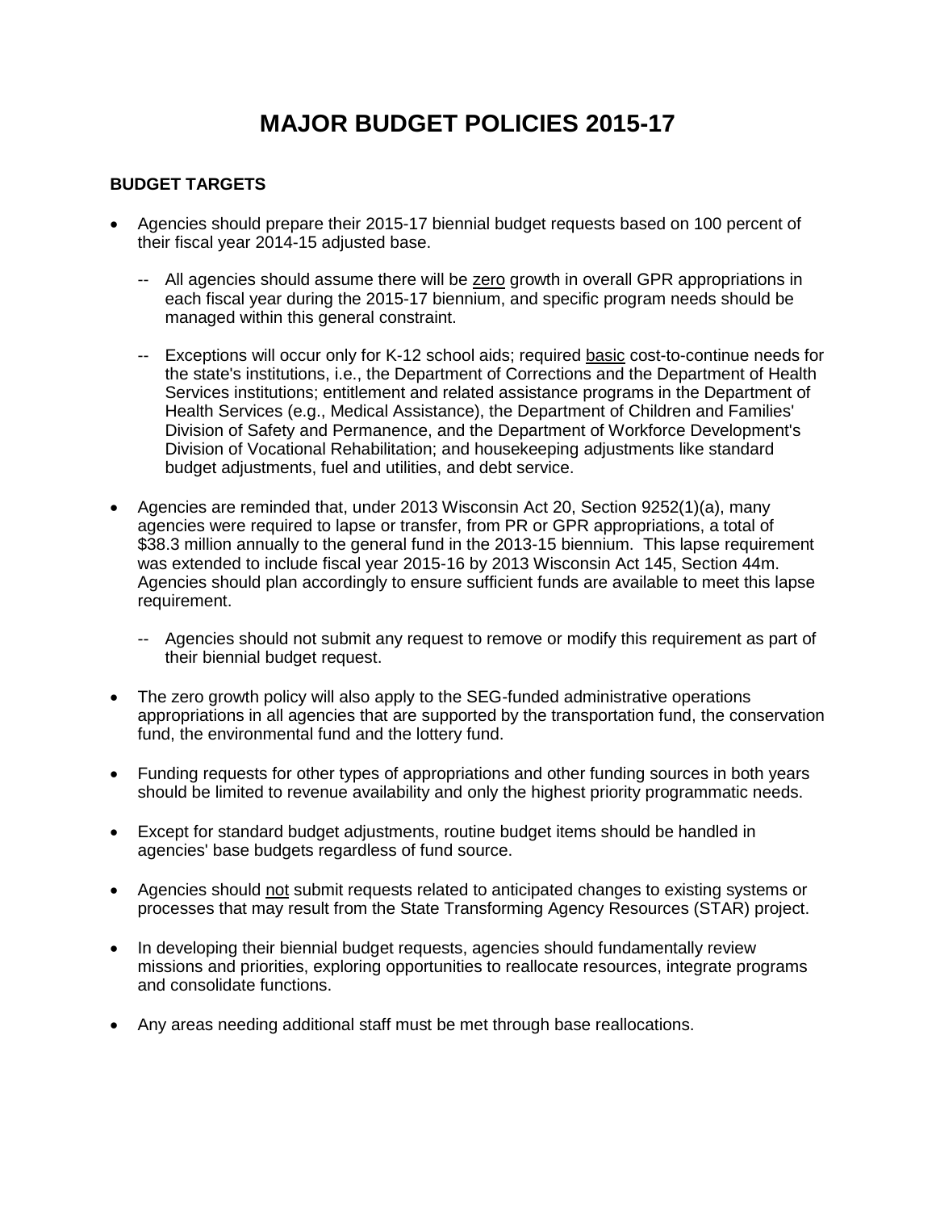# MAJOR BUDGET POLICIES 2015-17

## BUDGET TARGETS

- Agencies should prepare their 2015-17 biennial budget requests based on 100 percent of their fiscal year 2014-15 adjusted base.
  - -- All agencies should assume there will be zero growth in overall GPR appropriations in each fiscal year during the 2015-17 biennium, and specific program needs should be managed within this general constraint.
  - -- Exceptions will occur only for K-12 school aids; required basic cost-to-continue needs for the state's institutions, i.e., the Department of Corrections and the Department of Health Services institutions; entitlement and related assistance programs in the Department of Health Services (e.g., Medical Assistance), the Department of Children and Families' Division of Safety and Permanence, and the Department of Workforce Development's Division of Vocational Rehabilitation; and housekeeping adjustments like standard budget adjustments, fuel and utilities, and debt service.
- Agencies are reminded that, under 2013 Wisconsin Act 20, Section 9252(1)(a), many agencies were required to lapse or transfer, from PR or GPR appropriations, a total of $38.3 million annually to the general fund in the 2013-15 biennium. This lapse requirement was extended to include fiscal year 2015-16 by 2013 Wisconsin Act 145, Section 44m. Agencies should plan accordingly to ensure sufficient funds are available to meet this lapse requirement.
  - -- Agencies should not submit any request to remove or modify this requirement as part of their biennial budget request.
- The zero growth policy will also apply to the SEG-funded administrative operations appropriations in all agencies that are supported by the transportation fund, the conservation fund, the environmental fund and the lottery fund.
- Funding requests for other types of appropriations and other funding sources in both years should be limited to revenue availability and only the highest priority programmatic needs.
- Except for standard budget adjustments, routine budget items should be handled in agencies' base budgets regardless of fund source.
- Agencies should not submit requests related to anticipated changes to existing systems or processes that may result from the State Transforming Agency Resources (STAR) project.
- In developing their biennial budget requests, agencies should fundamentally review missions and priorities, exploring opportunities to reallocate resources, integrate programs and consolidate functions.
- Any areas needing additional staff must be met through base reallocations.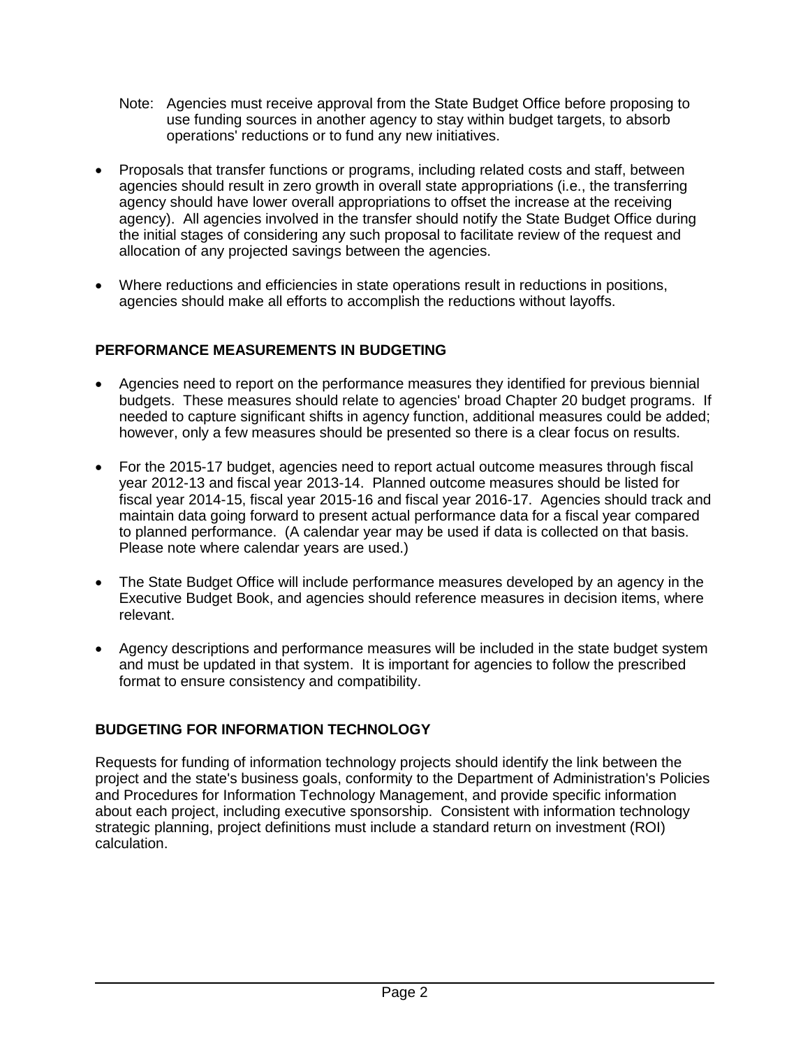Note: Agencies must receive approval from the State Budget Office before proposing to use funding sources in another agency to stay within budget targets, to absorb operations' reductions or to fund any new initiatives.

- Proposals that transfer functions or programs, including related costs and staff, between agencies should result in zero growth in overall state appropriations (i.e., the transferring agency should have lower overall appropriations to offset the increase at the receiving agency). All agencies involved in the transfer should notify the State Budget Office during the initial stages of considering any such proposal to facilitate review of the request and allocation of any projected savings between the agencies.

- Where reductions and efficiencies in state operations result in reductions in positions, agencies should make all efforts to accomplish the reductions without layoffs.

## PERFORMANCE MEASUREMENTS IN BUDGETING

- Agencies need to report on the performance measures they identified for previous biennial budgets. These measures should relate to agencies' broad Chapter 20 budget programs. If needed to capture significant shifts in agency function, additional measures could be added; however, only a few measures should be presented so there is a clear focus on results.

- For the 2015-17 budget, agencies need to report actual outcome measures through fiscal year 2012-13 and fiscal year 2013-14. Planned outcome measures should be listed for fiscal year 2014-15, fiscal year 2015-16 and fiscal year 2016-17. Agencies should track and maintain data going forward to present actual performance data for a fiscal year compared to planned performance. (A calendar year may be used if data is collected on that basis. Please note where calendar years are used.)

- The State Budget Office will include performance measures developed by an agency in the Executive Budget Book, and agencies should reference measures in decision items, where relevant.

- Agency descriptions and performance measures will be included in the state budget system and must be updated in that system. It is important for agencies to follow the prescribed format to ensure consistency and compatibility.

## BUDGETING FOR INFORMATION TECHNOLOGY

Requests for funding of information technology projects should identify the link between the project and the state's business goals, conformity to the Department of Administration's Policies and Procedures for Information Technology Management, and provide specific information about each project, including executive sponsorship. Consistent with information technology strategic planning, project definitions must include a standard return on investment (ROI) calculation.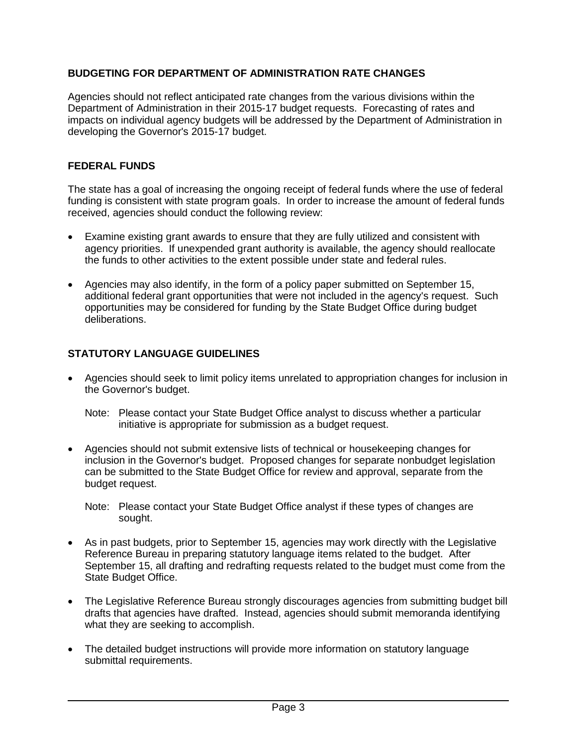## BUDGETING FOR DEPARTMENT OF ADMINISTRATION RATE CHANGES

Agencies should not reflect anticipated rate changes from the various divisions within the Department of Administration in their 2015-17 budget requests. Forecasting of rates and impacts on individual agency budgets will be addressed by the Department of Administration in developing the Governor's 2015-17 budget.

## FEDERAL FUNDS

The state has a goal of increasing the ongoing receipt of federal funds where the use of federal funding is consistent with state program goals. In order to increase the amount of federal funds received, agencies should conduct the following review:

- Examine existing grant awards to ensure that they are fully utilized and consistent with agency priorities. If unexpended grant authority is available, the agency should reallocate the funds to other activities to the extent possible under state and federal rules.
- Agencies may also identify, in the form of a policy paper submitted on September 15, additional federal grant opportunities that were not included in the agency's request. Such opportunities may be considered for funding by the State Budget Office during budget deliberations.

## STATUTORY LANGUAGE GUIDELINES

- Agencies should seek to limit policy items unrelated to appropriation changes for inclusion in the Governor's budget.

  Note: Please contact your State Budget Office analyst to discuss whether a particular initiative is appropriate for submission as a budget request.

- Agencies should not submit extensive lists of technical or housekeeping changes for inclusion in the Governor's budget. Proposed changes for separate nonbudget legislation can be submitted to the State Budget Office for review and approval, separate from the budget request.

  Note: Please contact your State Budget Office analyst if these types of changes are sought.

- As in past budgets, prior to September 15, agencies may work directly with the Legislative Reference Bureau in preparing statutory language items related to the budget. After September 15, all drafting and redrafting requests related to the budget must come from the State Budget Office.
- The Legislative Reference Bureau strongly discourages agencies from submitting budget bill drafts that agencies have drafted. Instead, agencies should submit memoranda identifying what they are seeking to accomplish.
- The detailed budget instructions will provide more information on statutory language submittal requirements.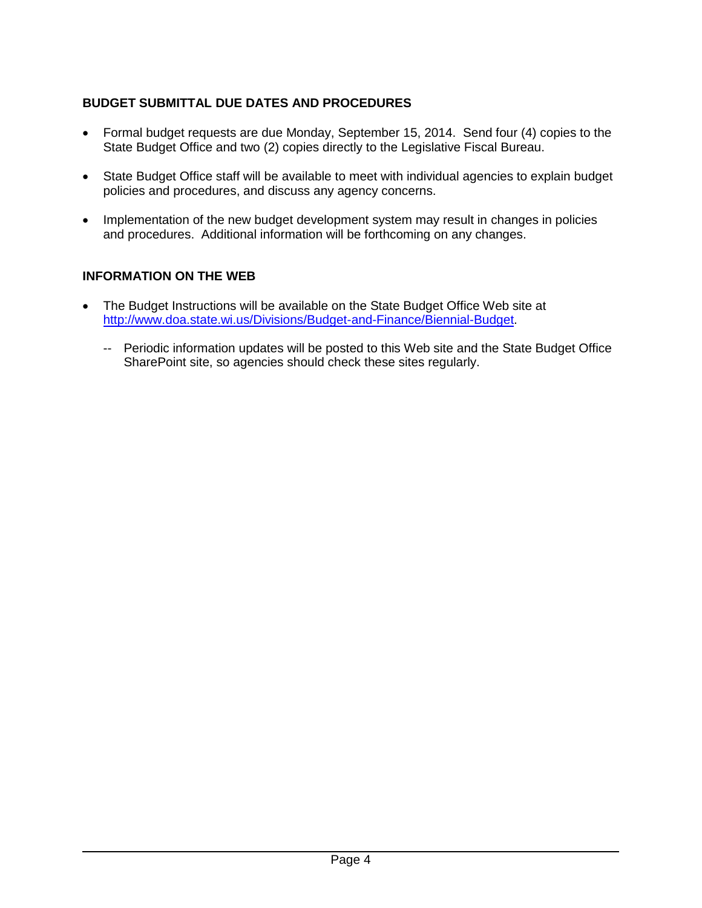**BUDGET SUBMITTAL DUE DATES AND PROCEDURES**

- Formal budget requests are due Monday, September 15, 2014. Send four (4) copies to the State Budget Office and two (2) copies directly to the Legislative Fiscal Bureau.
- State Budget Office staff will be available to meet with individual agencies to explain budget policies and procedures, and discuss any agency concerns.
- Implementation of the new budget development system may result in changes in policies and procedures. Additional information will be forthcoming on any changes.

**INFORMATION ON THE WEB**

- The Budget Instructions will be available on the State Budget Office Web site at [http://www.doa.state.wi.us/Divisions/Budget-and-Finance/Biennial-Budget](http://www.doa.state.wi.us/Divisions/Budget-and-Finance/Biennial-Budget).

  -- Periodic information updates will be posted to this Web site and the State Budget Office SharePoint site, so agencies should check these sites regularly.